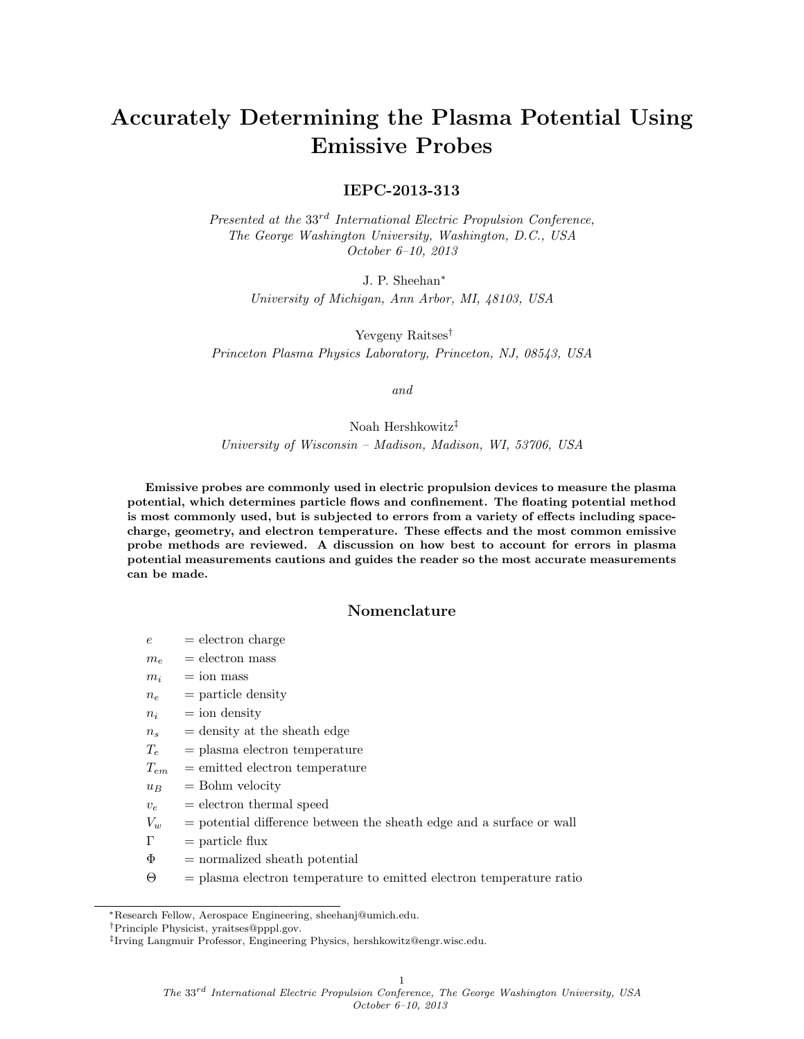# Accurately Determining the Plasma Potential Using Emissive Probes

## IEPC-2013-313

*Presented at the 33rd International Electric Propulsion Conference, The George Washington University, Washington, D.C., USA October 6–10, 2013*

J. P. Sheehan[*]
*University of Michigan, Ann Arbor, MI, 48103, USA*

Yevgeny Raitses[†]
*Princeton Plasma Physics Laboratory, Princeton, NJ, 08543, USA*

*and*

Noah Hershkowitz[‡]
*University of Wisconsin – Madison, Madison, WI, 53706, USA*

**Emissive probes are commonly used in electric propulsion devices to measure the plasma potential, which determines particle flows and confinement. The floating potential method is most commonly used, but is subjected to errors from a variety of effects including space-charge, geometry, and electron temperature. These effects and the most common emissive probe methods are reviewed. A discussion on how best to account for errors in plasma potential measurements cautions and guides the reader so the most accurate measurements can be made.**

## Nomenclature

$e$ = electron charge
$m_e$ = electron mass
$m_i$ = ion mass
$n_e$ = particle density
$n_i$ = ion density
$n_s$ = density at the sheath edge
$T_e$ = plasma electron temperature
$T_{em}$ = emitted electron temperature
$u_B$ = Bohm velocity
$v_e$ = electron thermal speed
$V_w$ = potential difference between the sheath edge and a surface or wall
$\Gamma$ = particle flux
$\Phi$ = normalized sheath potential
$\Theta$ = plasma electron temperature to emitted electron temperature ratio

---

[*] Research Fellow, Aerospace Engineering, sheehanj@umich.edu.
[†] Principle Physicist, yraitses@pppl.gov.
[‡] Irving Langmuir Professor, Engineering Physics, hershkowitz@engr.wisc.edu.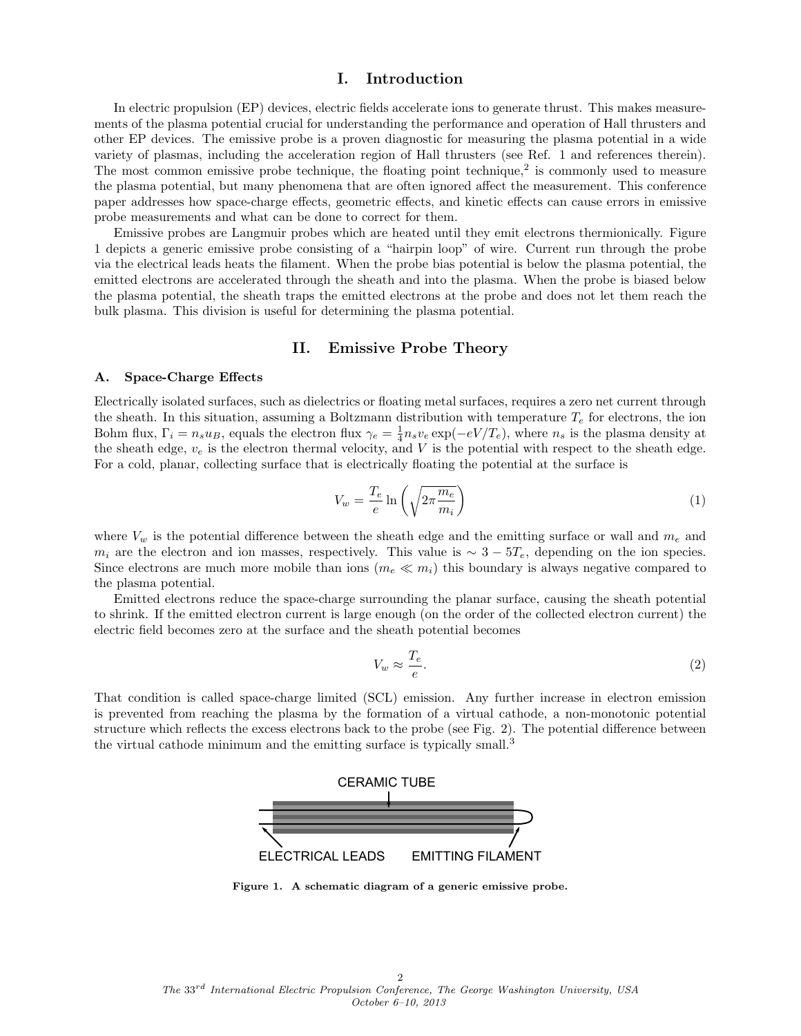# I. Introduction

In electric propulsion (EP) devices, electric fields accelerate ions to generate thrust. This makes measurements of the plasma potential crucial for understanding the performance and operation of Hall thrusters and other EP devices. The emissive probe is a proven diagnostic for measuring the plasma potential in a wide variety of plasmas, including the acceleration region of Hall thrusters (see Ref. 1 and references therein). The most common emissive probe technique, the floating point technique,[2] is commonly used to measure the plasma potential, but many phenomena that are often ignored affect the measurement. This conference paper addresses how space-charge effects, geometric effects, and kinetic effects can cause errors in emissive probe measurements and what can be done to correct for them.

Emissive probes are Langmuir probes which are heated until they emit electrons thermionically. Figure 1 depicts a generic emissive probe consisting of a "hairpin loop" of wire. Current run through the probe via the electrical leads heats the filament. When the probe bias potential is below the plasma potential, the emitted electrons are accelerated through the sheath and into the plasma. When the probe is biased below the plasma potential, the sheath traps the emitted electrons at the probe and does not let them reach the bulk plasma. This division is useful for determining the plasma potential.

# II. Emissive Probe Theory

## A. Space-Charge Effects

Electrically isolated surfaces, such as dielectrics or floating metal surfaces, requires a zero net current through the sheath. In this situation, assuming a Boltzmann distribution with temperature $T_e$ for electrons, the ion Bohm flux, $\Gamma_i = n_s u_B$, equals the electron flux $\gamma_e = \frac{1}{4} n_s v_e \exp(-eV/T_e)$, where $n_s$ is the plasma density at the sheath edge, $v_e$ is the electron thermal velocity, and $V$ is the potential with respect to the sheath edge. For a cold, planar, collecting surface that is electrically floating the potential at the surface is

$$V_w = \frac{T_e}{e} \ln\left(\sqrt{2\pi \frac{m_e}{m_i}}\right) \tag{1}$$

where $V_w$ is the potential difference between the sheath edge and the emitting surface or wall and $m_e$ and $m_i$ are the electron and ion masses, respectively. This value is $\sim 3 - 5T_e$, depending on the ion species. Since electrons are much more mobile than ions ($m_e \ll m_i$) this boundary is always negative compared to the plasma potential.

Emitted electrons reduce the space-charge surrounding the planar surface, causing the sheath potential to shrink. If the emitted electron current is large enough (on the order of the collected electron current) the electric field becomes zero at the surface and the sheath potential becomes

$$V_w \approx \frac{T_e}{e}. \tag{2}$$

That condition is called space-charge limited (SCL) emission. Any further increase in electron emission is prevented from reaching the plasma by the formation of a virtual cathode, a non-monotonic potential structure which reflects the excess electrons back to the probe (see Fig. 2). The potential difference between the virtual cathode minimum and the emitting surface is typically small.[3]

CERAMIC TUBE

ELECTRICAL LEADS

EMITTING FILAMENT

**Figure 1. A schematic diagram of a generic emissive probe.**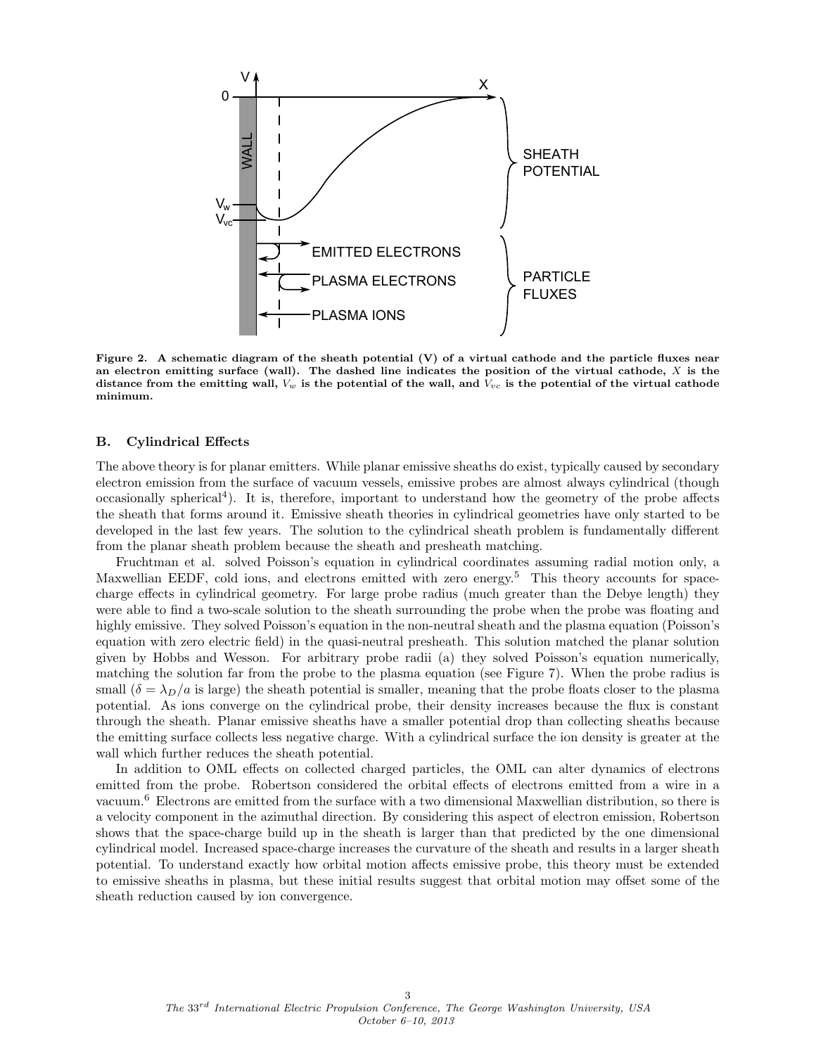V

0

X

WALL

SHEATH POTENTIAL

$V_w$

$V_{vc}$

EMITTED ELECTRONS

PLASMA ELECTRONS

PARTICLE FLUXES

PLASMA IONS

**Figure 2. A schematic diagram of the sheath potential (V) of a virtual cathode and the particle fluxes near an electron emitting surface (wall). The dashed line indicates the position of the virtual cathode, $X$ is the distance from the emitting wall, $V_w$ is the potential of the wall, and $V_{vc}$ is the potential of the virtual cathode minimum.**

### B. Cylindrical Effects

The above theory is for planar emitters. While planar emissive sheaths do exist, typically caused by secondary electron emission from the surface of vacuum vessels, emissive probes are almost always cylindrical (though occasionally spherical[4]). It is, therefore, important to understand how the geometry of the probe affects the sheath that forms around it. Emissive sheath theories in cylindrical geometries have only started to be developed in the last few years. The solution to the cylindrical sheath problem is fundamentally different from the planar sheath problem because the sheath and presheath matching.

Fruchtman et al. solved Poisson's equation in cylindrical coordinates assuming radial motion only, a Maxwellian EEDF, cold ions, and electrons emitted with zero energy.[5] This theory accounts for space-charge effects in cylindrical geometry. For large probe radius (much greater than the Debye length) they were able to find a two-scale solution to the sheath surrounding the probe when the probe was floating and highly emissive. They solved Poisson's equation in the non-neutral sheath and the plasma equation (Poisson's equation with zero electric field) in the quasi-neutral presheath. This solution matched the planar solution given by Hobbs and Wesson. For arbitrary probe radii (a) they solved Poisson's equation numerically, matching the solution far from the probe to the plasma equation (see Figure 7). When the probe radius is small ($\delta = \lambda_D/a$ is large) the sheath potential is smaller, meaning that the probe floats closer to the plasma potential. As ions converge on the cylindrical probe, their density increases because the flux is constant through the sheath. Planar emissive sheaths have a smaller potential drop than collecting sheaths because the emitting surface collects less negative charge. With a cylindrical surface the ion density is greater at the wall which further reduces the sheath potential.

In addition to OML effects on collected charged particles, the OML can alter dynamics of electrons emitted from the probe. Robertson considered the orbital effects of electrons emitted from a wire in a vacuum.[6] Electrons are emitted from the surface with a two dimensional Maxwellian distribution, so there is a velocity component in the azimuthal direction. By considering this aspect of electron emission, Robertson shows that the space-charge build up in the sheath is larger than that predicted by the one dimensional cylindrical model. Increased space-charge increases the curvature of the sheath and results in a larger sheath potential. To understand exactly how orbital motion affects emissive probe, this theory must be extended to emissive sheaths in plasma, but these initial results suggest that orbital motion may offset some of the sheath reduction caused by ion convergence.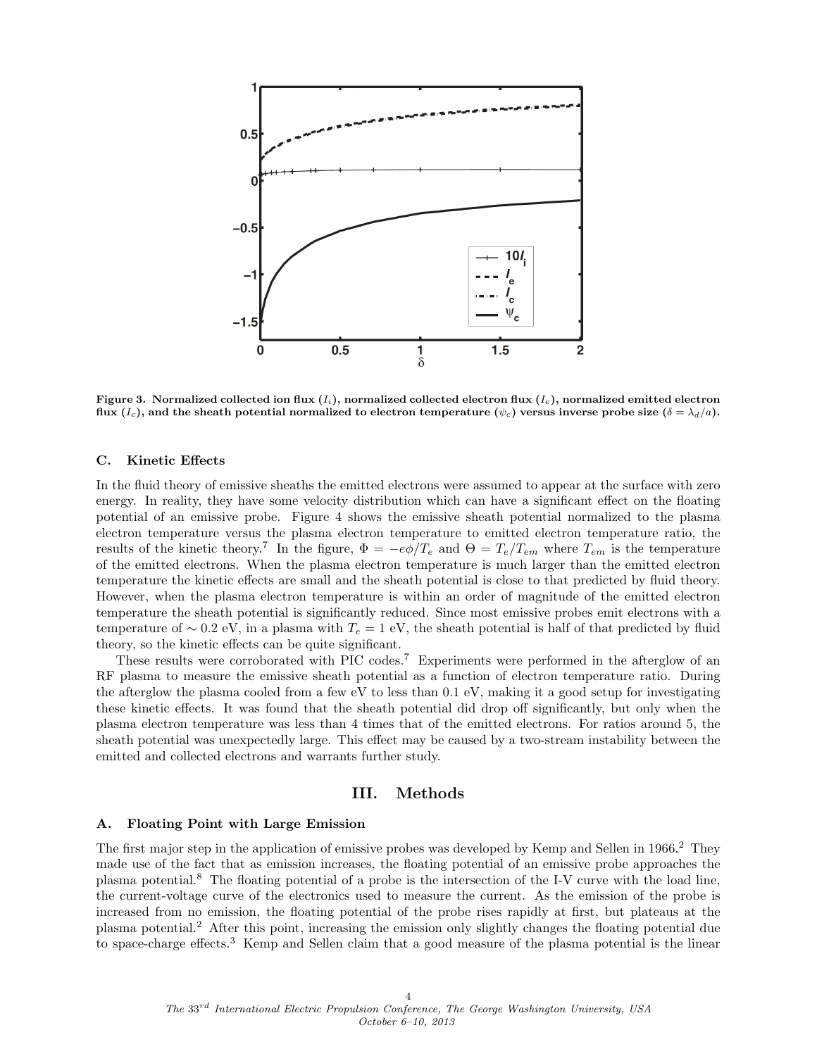1

0.5

0

−0.5

−1

−1.5

0 0.5 1 1.5 2

δ

10$I_i$

$I_e$

$I_c$

$\psi_c$

**Figure 3. Normalized collected ion flux ($I_i$), normalized collected electron flux ($I_e$), normalized emitted electron flux ($I_c$), and the sheath potential normalized to electron temperature ($\psi_c$) versus inverse probe size ($\delta = \lambda_d/a$).**

### C. Kinetic Effects

In the fluid theory of emissive sheaths the emitted electrons were assumed to appear at the surface with zero energy. In reality, they have some velocity distribution which can have a significant effect on the floating potential of an emissive probe. Figure 4 shows the emissive sheath potential normalized to the plasma electron temperature versus the plasma electron temperature to emitted electron temperature ratio, the results of the kinetic theory.[7] In the figure, $\Phi = -e\phi/T_e$ and $\Theta = T_e/T_{em}$ where $T_{em}$ is the temperature of the emitted electrons. When the plasma electron temperature is much larger than the emitted electron temperature the kinetic effects are small and the sheath potential is close to that predicted by fluid theory. However, when the plasma electron temperature is within an order of magnitude of the emitted electron temperature the sheath potential is significantly reduced. Since most emissive probes emit electrons with a temperature of $\sim 0.2$ eV, in a plasma with $T_e = 1$ eV, the sheath potential is half of that predicted by fluid theory, so the kinetic effects can be quite significant.

These results were corroborated with PIC codes.[7] Experiments were performed in the afterglow of an RF plasma to measure the emissive sheath potential as a function of electron temperature ratio. During the afterglow the plasma cooled from a few eV to less than 0.1 eV, making it a good setup for investigating these kinetic effects. It was found that the sheath potential did drop off significantly, but only when the plasma electron temperature was less than 4 times that of the emitted electrons. For ratios around 5, the sheath potential was unexpectedly large. This effect may be caused by a two-stream instability between the emitted and collected electrons and warrants further study.

## III. Methods

### A. Floating Point with Large Emission

The first major step in the application of emissive probes was developed by Kemp and Sellen in 1966.[2] They made use of the fact that as emission increases, the floating potential of an emissive probe approaches the plasma potential.[8] The floating potential of a probe is the intersection of the I-V curve with the load line, the current-voltage curve of the electronics used to measure the current. As the emission of the probe is increased from no emission, the floating potential of the probe rises rapidly at first, but plateaus at the plasma potential.[2] After this point, increasing the emission only slightly changes the floating potential due to space-charge effects.[3] Kemp and Sellen claim that a good measure of the plasma potential is the linear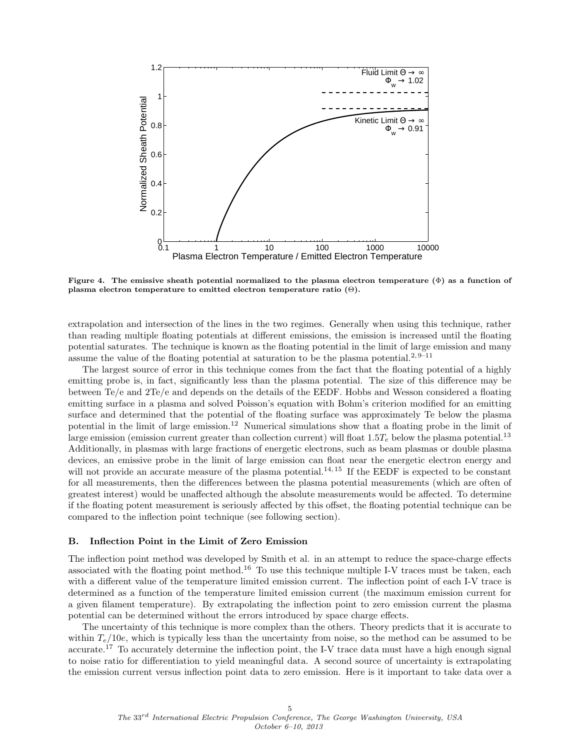1.2

1

0.8

0.6

0.4

0.2

0

0.1

1

10

100

1000

10000

Normalized Sheath Potential

Plasma Electron Temperature / Emitted Electron Temperature

Fluid Limit $\Theta \rightarrow \infty$

$\Phi_w \rightarrow 1.02$

Kinetic Limit $\Theta \rightarrow \infty$

$\Phi_w \rightarrow 0.91$

**Figure 4. The emissive sheath potential normalized to the plasma electron temperature ($\Phi$) as a function of plasma electron temperature to emitted electron temperature ratio ($\Theta$).**

extrapolation and intersection of the lines in the two regimes. Generally when using this technique, rather than reading multiple floating potentials at different emissions, the emission is increased until the floating potential saturates. The technique is known as the floating potential in the limit of large emission and many assume the value of the floating potential at saturation to be the plasma potential.[2, 9–11]

The largest source of error in this technique comes from the fact that the floating potential of a highly emitting probe is, in fact, significantly less than the plasma potential. The size of this difference may be between Te/e and 2Te/e and depends on the details of the EEDF. Hobbs and Wesson considered a floating emitting surface in a plasma and solved Poisson's equation with Bohm's criterion modified for an emitting surface and determined that the potential of the floating surface was approximately Te below the plasma potential in the limit of large emission.[12] Numerical simulations show that a floating probe in the limit of large emission (emission current greater than collection current) will float $1.5T_e$ below the plasma potential.[13] Additionally, in plasmas with large fractions of energetic electrons, such as beam plasmas or double plasma devices, an emissive probe in the limit of large emission can float near the energetic electron energy and will not provide an accurate measure of the plasma potential.[14, 15] If the EEDF is expected to be constant for all measurements, then the differences between the plasma potential measurements (which are often of greatest interest) would be unaffected although the absolute measurements would be affected. To determine if the floating potent measurement is seriously affected by this offset, the floating potential technique can be compared to the inflection point technique (see following section).

### B. Inflection Point in the Limit of Zero Emission

The inflection point method was developed by Smith et al. in an attempt to reduce the space-charge effects associated with the floating point method.[16] To use this technique multiple I-V traces must be taken, each with a different value of the temperature limited emission current. The inflection point of each I-V trace is determined as a function of the temperature limited emission current (the maximum emission current for a given filament temperature). By extrapolating the inflection point to zero emission current the plasma potential can be determined without the errors introduced by space charge effects.

The uncertainty of this technique is more complex than the others. Theory predicts that it is accurate to within $T_e/10e$, which is typically less than the uncertainty from noise, so the method can be assumed to be accurate.[17] To accurately determine the inflection point, the I-V trace data must have a high enough signal to noise ratio for differentiation to yield meaningful data. A second source of uncertainty is extrapolating the emission current versus inflection point data to zero emission. Here is it important to take data over a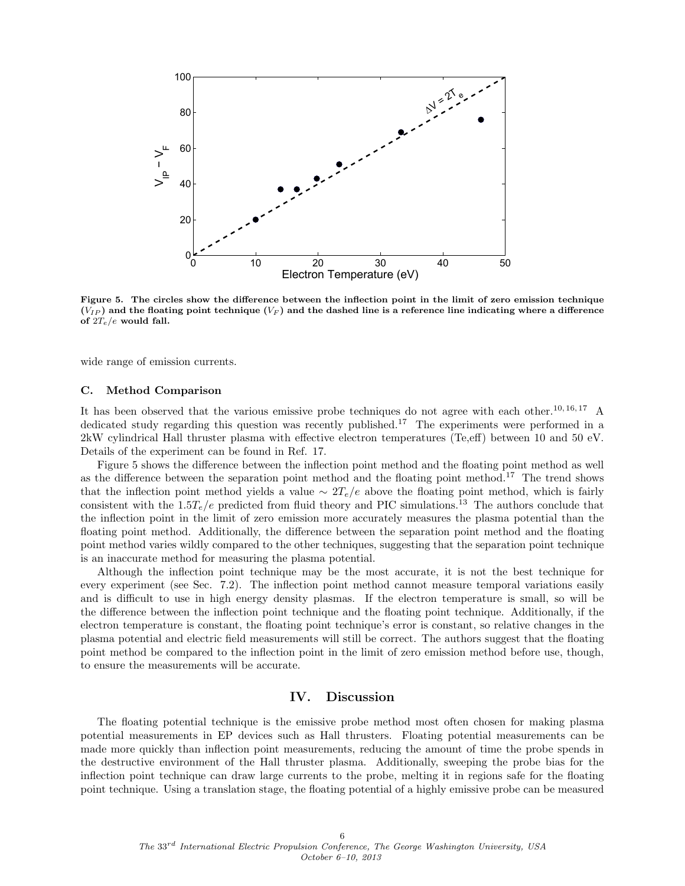100

80

60

40

20

0

$V_{IP} - V_F$

0 10 20 30 40 50

Electron Temperature (eV)

$\Delta V = 2T_e$

**Figure 5. The circles show the difference between the inflection point in the limit of zero emission technique ($V_{IP}$) and the floating point technique ($V_F$) and the dashed line is a reference line indicating where a difference of $2T_e/e$ would fall.**

wide range of emission currents.

### C. Method Comparison

It has been observed that the various emissive probe techniques do not agree with each other.[10,16,17] A dedicated study regarding this question was recently published.[17] The experiments were performed in a 2kW cylindrical Hall thruster plasma with effective electron temperatures (Te,eff) between 10 and 50 eV. Details of the experiment can be found in Ref. 17.

Figure 5 shows the difference between the inflection point method and the floating point method as well as the difference between the separation point method and the floating point method.[17] The trend shows that the inflection point method yields a value $\sim 2T_e/e$ above the floating point method, which is fairly consistent with the $1.5T_e/e$ predicted from fluid theory and PIC simulations.[13] The authors conclude that the inflection point in the limit of zero emission more accurately measures the plasma potential than the floating point method. Additionally, the difference between the separation point method and the floating point method varies wildly compared to the other techniques, suggesting that the separation point technique is an inaccurate method for measuring the plasma potential.

Although the inflection point technique may be the most accurate, it is not the best technique for every experiment (see Sec. 7.2). The inflection point method cannot measure temporal variations easily and is difficult to use in high energy density plasmas. If the electron temperature is small, so will be the difference between the inflection point technique and the floating point technique. Additionally, if the electron temperature is constant, the floating point technique's error is constant, so relative changes in the plasma potential and electric field measurements will still be correct. The authors suggest that the floating point method be compared to the inflection point in the limit of zero emission method before use, though, to ensure the measurements will be accurate.

## IV. Discussion

The floating potential technique is the emissive probe method most often chosen for making plasma potential measurements in EP devices such as Hall thrusters. Floating potential measurements can be made more quickly than inflection point measurements, reducing the amount of time the probe spends in the destructive environment of the Hall thruster plasma. Additionally, sweeping the probe bias for the inflection point technique can draw large currents to the probe, melting it in regions safe for the floating point technique. Using a translation stage, the floating potential of a highly emissive probe can be measured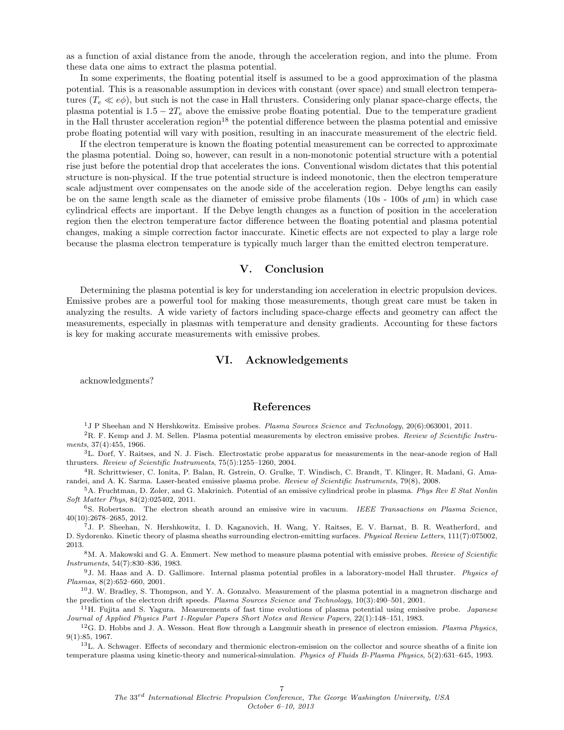as a function of axial distance from the anode, through the acceleration region, and into the plume. From these data one aims to extract the plasma potential.

In some experiments, the floating potential itself is assumed to be a good approximation of the plasma potential. This is a reasonable assumption in devices with constant (over space) and small electron temperatures ($T_e \ll e\phi$), but such is not the case in Hall thrusters. Considering only planar space-charge effects, the plasma potential is $1.5 - 2T_e$ above the emissive probe floating potential. Due to the temperature gradient in the Hall thruster acceleration region[18] the potential difference between the plasma potential and emissive probe floating potential will vary with position, resulting in an inaccurate measurement of the electric field.

If the electron temperature is known the floating potential measurement can be corrected to approximate the plasma potential. Doing so, however, can result in a non-monotonic potential structure with a potential rise just before the potential drop that accelerates the ions. Conventional wisdom dictates that this potential structure is non-physical. If the true potential structure is indeed monotonic, then the electron temperature scale adjustment over compensates on the anode side of the acceleration region. Debye lengths can easily be on the same length scale as the diameter of emissive probe filaments (10s - 100s of $\mu$m) in which case cylindrical effects are important. If the Debye length changes as a function of position in the acceleration region then the electron temperature factor difference between the floating potential and plasma potential changes, making a simple correction factor inaccurate. Kinetic effects are not expected to play a large role because the plasma electron temperature is typically much larger than the emitted electron temperature.

## V. Conclusion

Determining the plasma potential is key for understanding ion acceleration in electric propulsion devices. Emissive probes are a powerful tool for making those measurements, though great care must be taken in analyzing the results. A wide variety of factors including space-charge effects and geometry can affect the measurements, especially in plasmas with temperature and density gradients. Accounting for these factors is key for making accurate measurements with emissive probes.

## VI. Acknowledgements

acknowledgments?

## References

[1] J P Sheehan and N Hershkowitz. Emissive probes. *Plasma Sources Science and Technology*, 20(6):063001, 2011.

[2] R. F. Kemp and J. M. Sellen. Plasma potential measurements by electron emissive probes. *Review of Scientific Instruments*, 37(4):455, 1966.

[3] L. Dorf, Y. Raitses, and N. J. Fisch. Electrostatic probe apparatus for measurements in the near-anode region of Hall thrusters. *Review of Scientific Instruments*, 75(5):1255–1260, 2004.

[4] R. Schrittwieser, C. Ionita, P. Balan, R. Gstrein, O. Grulke, T. Windisch, C. Brandt, T. Klinger, R. Madani, G. Amarandei, and A. K. Sarma. Laser-heated emissive plasma probe. *Review of Scientific Instruments*, 79(8), 2008.

[5] A. Fruchtman, D. Zoler, and G. Makrinich. Potential of an emissive cylindrical probe in plasma. *Phys Rev E Stat Nonlin Soft Matter Phys*, 84(2):025402, 2011.

[6] S. Robertson. The electron sheath around an emissive wire in vacuum. *IEEE Transactions on Plasma Science*, 40(10):2678–2685, 2012.

[7] J. P. Sheehan, N. Hershkowitz, I. D. Kaganovich, H. Wang, Y. Raitses, E. V. Barnat, B. R. Weatherford, and D. Sydorenko. Kinetic theory of plasma sheaths surrounding electron-emitting surfaces. *Physical Review Letters*, 111(7):075002, 2013.

[8] M. A. Makowski and G. A. Emmert. New method to measure plasma potential with emissive probes. *Review of Scientific Instruments*, 54(7):830–836, 1983.

[9] J. M. Haas and A. D. Gallimore. Internal plasma potential profiles in a laboratory-model Hall thruster. *Physics of Plasmas*, 8(2):652–660, 2001.

[10] J. W. Bradley, S. Thompson, and Y. A. Gonzalvo. Measurement of the plasma potential in a magnetron discharge and the prediction of the electron drift speeds. *Plasma Sources Science and Technology*, 10(3):490–501, 2001.

[11] H. Fujita and S. Yagura. Measurements of fast time evolutions of plasma potential using emissive probe. *Japanese Journal of Applied Physics Part 1-Regular Papers Short Notes and Review Papers*, 22(1):148–151, 1983.

[12] G. D. Hobbs and J. A. Wesson. Heat flow through a Langmuir sheath in presence of electron emission. *Plasma Physics*, 9(1):85, 1967.

[13] L. A. Schwager. Effects of secondary and thermionic electron-emission on the collector and source sheaths of a finite ion temperature plasma using kinetic-theory and numerical-simulation. *Physics of Fluids B-Plasma Physics*, 5(2):631–645, 1993.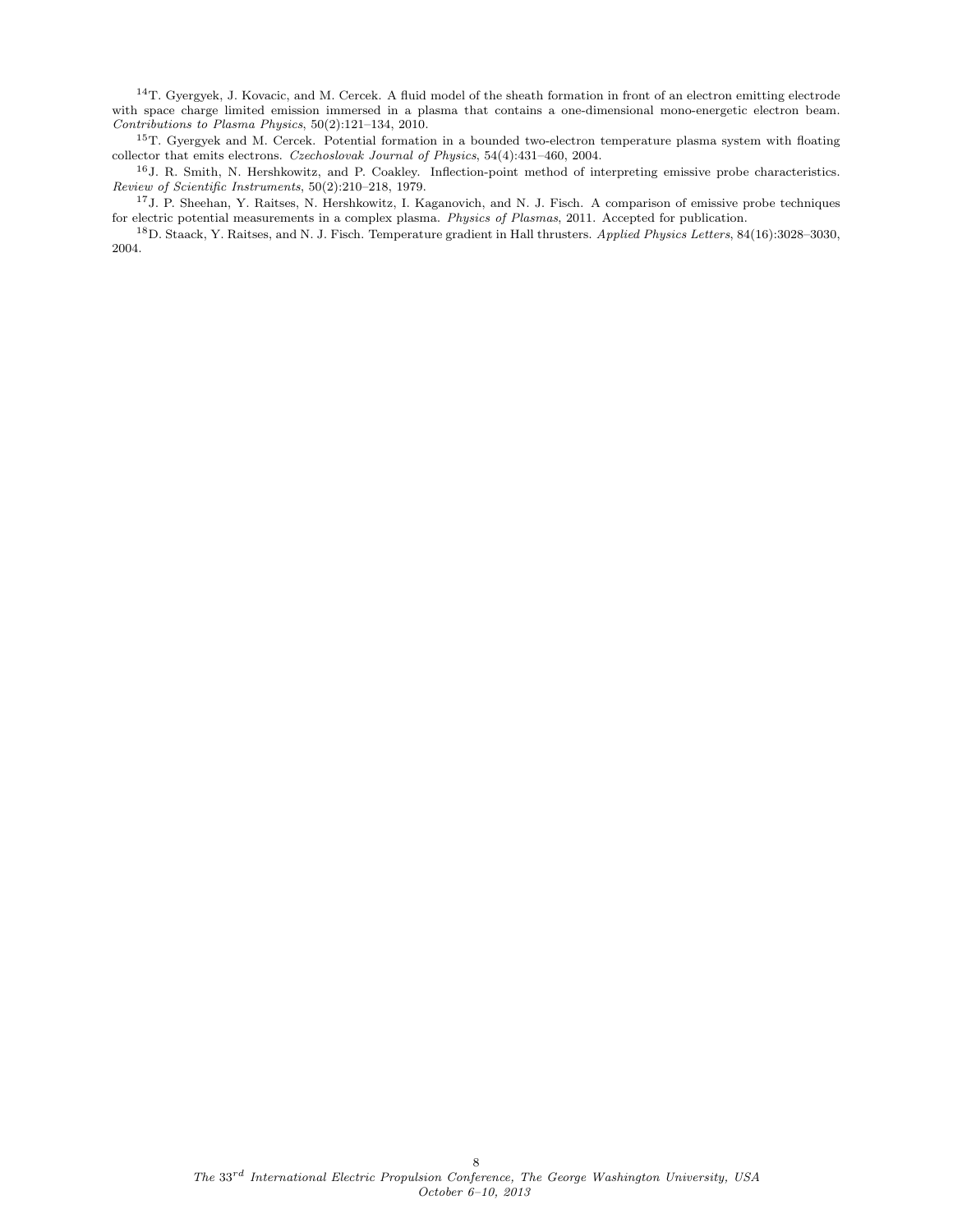[14] T. Gyergyek, J. Kovacic, and M. Cercek. A fluid model of the sheath formation in front of an electron emitting electrode with space charge limited emission immersed in a plasma that contains a one-dimensional mono-energetic electron beam. *Contributions to Plasma Physics*, 50(2):121–134, 2010.

[15] T. Gyergyek and M. Cercek. Potential formation in a bounded two-electron temperature plasma system with floating collector that emits electrons. *Czechoslovak Journal of Physics*, 54(4):431–460, 2004.

[16] J. R. Smith, N. Hershkowitz, and P. Coakley. Inflection-point method of interpreting emissive probe characteristics. *Review of Scientific Instruments*, 50(2):210–218, 1979.

[17] J. P. Sheehan, Y. Raitses, N. Hershkowitz, I. Kaganovich, and N. J. Fisch. A comparison of emissive probe techniques for electric potential measurements in a complex plasma. *Physics of Plasmas*, 2011. Accepted for publication.

[18] D. Staack, Y. Raitses, and N. J. Fisch. Temperature gradient in Hall thrusters. *Applied Physics Letters*, 84(16):3028–3030, 2004.